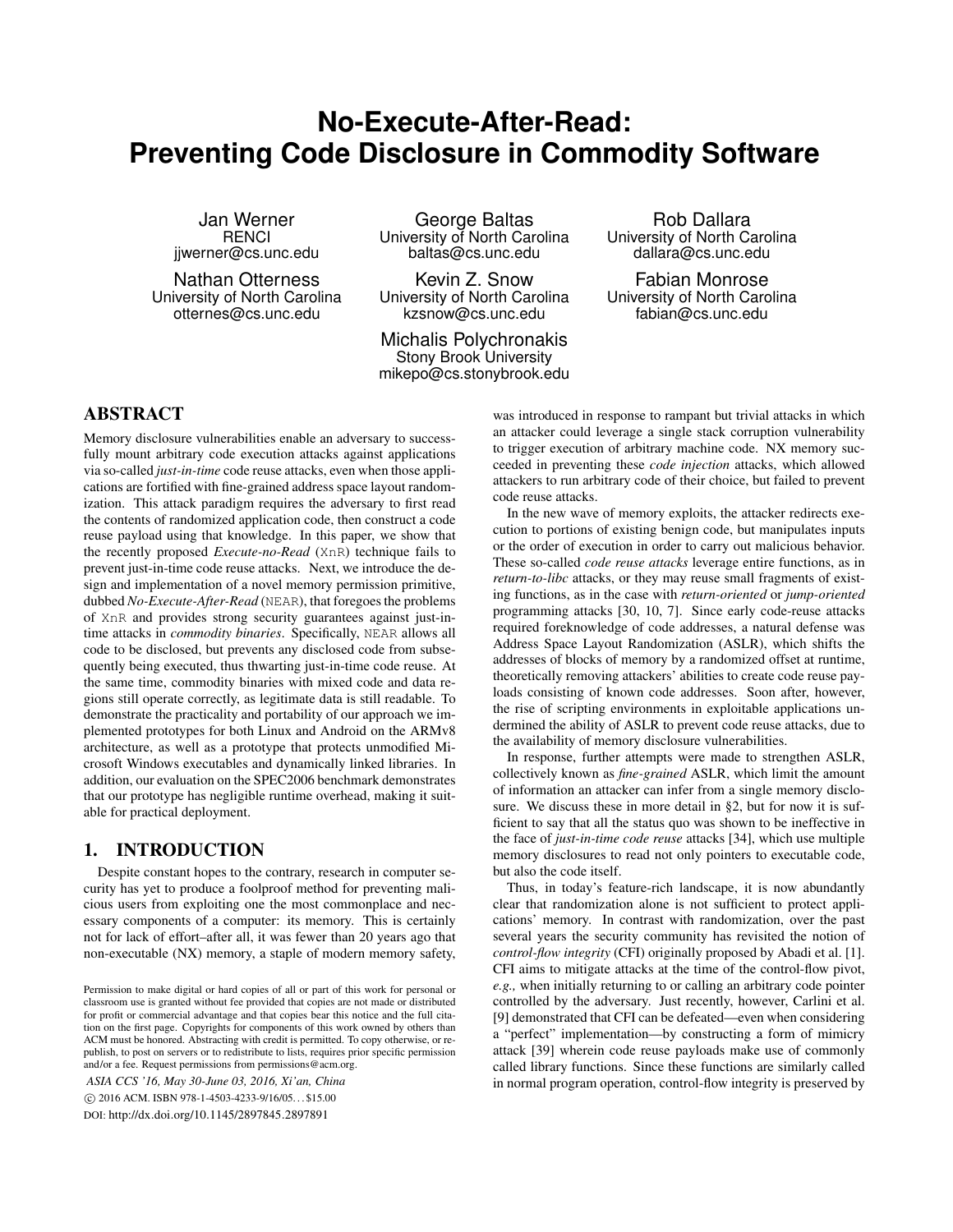# No-Execute-After-Read: Preventing Code Disclosure in Commodity Software

Jan Werner
RENCI
jjwerner@cs.unc.edu

George Baltas
University of North Carolina
baltas@cs.unc.edu

Rob Dallara
University of North Carolina
dallara@cs.unc.edu

Nathan Otterness
University of North Carolina
otternes@cs.unc.edu

Kevin Z. Snow
University of North Carolina
kzsnow@cs.unc.edu

Fabian Monrose
University of North Carolina
fabian@cs.unc.edu

Michalis Polychronakis
Stony Brook University
mikepo@cs.stonybrook.edu

## ABSTRACT

Memory disclosure vulnerabilities enable an adversary to successfully mount arbitrary code execution attacks against applications via so-called *just-in-time* code reuse attacks, even when those applications are fortified with fine-grained address space layout randomization. This attack paradigm requires the adversary to first read the contents of randomized application code, then construct a code reuse payload using that knowledge. In this paper, we show that the recently proposed *Execute-no-Read* (XnR) technique fails to prevent just-in-time code reuse attacks. Next, we introduce the design and implementation of a novel memory permission primitive, dubbed *No-Execute-After-Read* (NEAR), that foregoes the problems of XnR and provides strong security guarantees against just-in-time attacks in *commodity binaries*. Specifically, NEAR allows all code to be disclosed, but prevents any disclosed code from subsequently being executed, thus thwarting just-in-time code reuse. At the same time, commodity binaries with mixed code and data regions still operate correctly, as legitimate data is still readable. To demonstrate the practicality and portability of our approach we implemented prototypes for both Linux and Android on the ARMv8 architecture, as well as a prototype that protects unmodified Microsoft Windows executables and dynamically linked libraries. In addition, our evaluation on the SPEC2006 benchmark demonstrates that our prototype has negligible runtime overhead, making it suitable for practical deployment.

## 1. INTRODUCTION

Despite constant hopes to the contrary, research in computer security has yet to produce a foolproof method for preventing malicious users from exploiting one the most commonplace and necessary components of a computer: its memory. This is certainly not for lack of effort–after all, it was fewer than 20 years ago that non-executable (NX) memory, a staple of modern memory safety, was introduced in response to rampant but trivial attacks in which an attacker could leverage a single stack corruption vulnerability to trigger execution of arbitrary machine code. NX memory succeeded in preventing these *code injection* attacks, which allowed attackers to run arbitrary code of their choice, but failed to prevent code reuse attacks.

In the new wave of memory exploits, the attacker redirects execution to portions of existing benign code, but manipulates inputs or the order of execution in order to carry out malicious behavior. These so-called *code reuse attacks* leverage entire functions, as in *return-to-libc* attacks, or they may reuse small fragments of existing functions, as in the case with *return-oriented* or *jump-oriented* programming attacks [30, 10, 7]. Since early code-reuse attacks required foreknowledge of code addresses, a natural defense was Address Space Layout Randomization (ASLR), which shifts the addresses of blocks of memory by a randomized offset at runtime, theoretically removing attackers' abilities to create code reuse payloads consisting of known code addresses. Soon after, however, the rise of scripting environments in exploitable applications undermined the ability of ASLR to prevent code reuse attacks, due to the availability of memory disclosure vulnerabilities.

In response, further attempts were made to strengthen ASLR, collectively known as *fine-grained* ASLR, which limit the amount of information an attacker can infer from a single memory disclosure. We discuss these in more detail in §2, but for now it is sufficient to say that all the status quo was shown to be ineffective in the face of *just-in-time code reuse* attacks [34], which use multiple memory disclosures to read not only pointers to executable code, but also the code itself.

Thus, in today's feature-rich landscape, it is now abundantly clear that randomization alone is not sufficient to protect applications' memory. In contrast with randomization, over the past several years the security community has revisited the notion of *control-flow integrity* (CFI) originally proposed by Abadi et al. [1]. CFI aims to mitigate attacks at the time of the control-flow pivot, *e.g.,* when initially returning to or calling an arbitrary code pointer controlled by the adversary. Just recently, however, Carlini et al. [9] demonstrated that CFI can be defeated—even when considering a "perfect" implementation—by constructing a form of mimicry attack [39] wherein code reuse payloads make use of commonly called library functions. Since these functions are similarly called in normal program operation, control-flow integrity is preserved by

Permission to make digital or hard copies of all or part of this work for personal or classroom use is granted without fee provided that copies are not made or distributed for profit or commercial advantage and that copies bear this notice and the full citation on the first page. Copyrights for components of this work owned by others than ACM must be honored. Abstracting with credit is permitted. To copy otherwise, or republish, to post on servers or to redistribute to lists, requires prior specific permission and/or a fee. Request permissions from permissions@acm.org.

*ASIA CCS '16, May 30-June 03, 2016, Xi'an, China*
© 2016 ACM. ISBN 978-1-4503-4233-9/16/05...$15.00
DOI: http://dx.doi.org/10.1145/2897845.2897891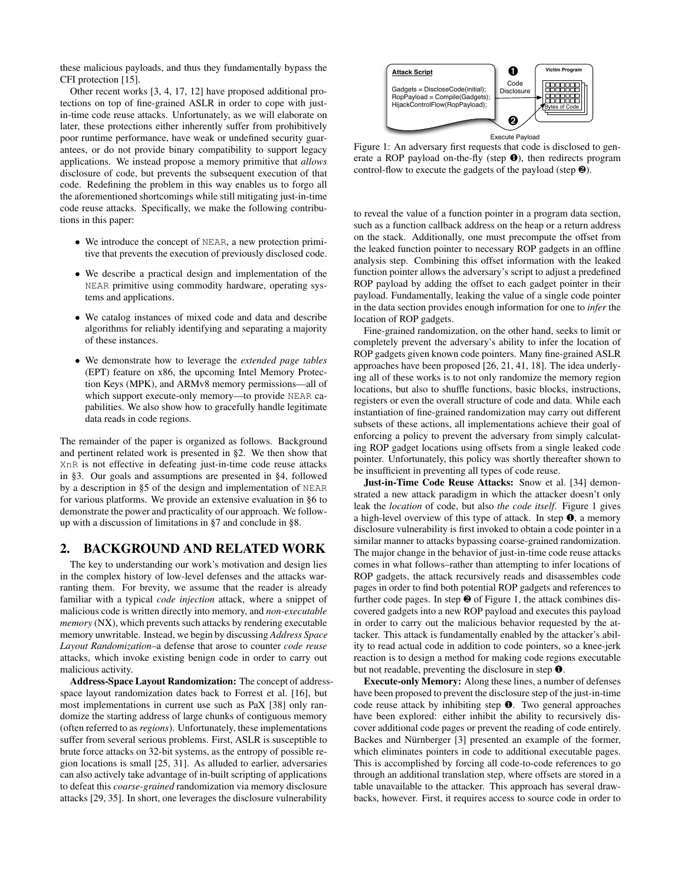these malicious payloads, and thus they fundamentally bypass the CFI protection [15].

Other recent works [3, 4, 17, 12] have proposed additional protections on top of fine-grained ASLR in order to cope with just-in-time code reuse attacks. Unfortunately, as we will elaborate on later, these protections either inherently suffer from prohibitively poor runtime performance, have weak or undefined security guarantees, or do not provide binary compatibility to support legacy applications. We instead propose a memory primitive that *allows* disclosure of code, but prevents the subsequent execution of that code. Redefining the problem in this way enables us to forgo all the aforementioned shortcomings while still mitigating just-in-time code reuse attacks. Specifically, we make the following contributions in this paper:

- We introduce the concept of NEAR, a new protection primitive that prevents the execution of previously disclosed code.
- We describe a practical design and implementation of the NEAR primitive using commodity hardware, operating systems and applications.
- We catalog instances of mixed code and data and describe algorithms for reliably identifying and separating a majority of these instances.
- We demonstrate how to leverage the *extended page tables* (EPT) feature on x86, the upcoming Intel Memory Protection Keys (MPK), and ARMv8 memory permissions—all of which support execute-only memory—to provide NEAR capabilities. We also show how to gracefully handle legitimate data reads in code regions.

The remainder of the paper is organized as follows. Background and pertinent related work is presented in §2. We then show that XnR is not effective in defeating just-in-time code reuse attacks in §3. Our goals and assumptions are presented in §4, followed by a description in §5 of the design and implementation of NEAR for various platforms. We provide an extensive evaluation in §6 to demonstrate the power and practicality of our approach. We follow-up with a discussion of limitations in §7 and conclude in §8.

## 2. BACKGROUND AND RELATED WORK

The key to understanding our work's motivation and design lies in the complex history of low-level defenses and the attacks warranting them. For brevity, we assume that the reader is already familiar with a typical *code injection* attack, where a snippet of malicious code is written directly into memory, and *non-executable memory* (NX), which prevents such attacks by rendering executable memory unwritable. Instead, we begin by discussing *Address Space Layout Randomization*–a defense that arose to counter *code reuse* attacks, which invoke existing benign code in order to carry out malicious activity.

**Address-Space Layout Randomization:** The concept of address-space layout randomization dates back to Forrest et al. [16], but most implementations in current use such as PaX [38] only randomize the starting address of large chunks of contiguous memory (often referred to as *regions*). Unfortunately, these implementations suffer from several serious problems. First, ASLR is susceptible to brute force attacks on 32-bit systems, as the entropy of possible region locations is small [25, 31]. As alluded to earlier, adversaries can also actively take advantage of in-built scripting of applications to defeat this *coarse-grained* randomization via memory disclosure attacks [29, 35]. In short, one leverages the disclosure vulnerability to reveal the value of a function pointer in a program data section, such as a function callback address on the heap or a return address on the stack. Additionally, one must precompute the offset from the leaked function pointer to necessary ROP gadgets in an offline analysis step. Combining this offset information with the leaked function pointer allows the adversary's script to adjust a predefined ROP payload by adding the offset to each gadget pointer in their payload. Fundamentally, leaking the value of a single code pointer in the data section provides enough information for one to *infer* the location of ROP gadgets.

Fine-grained randomization, on the other hand, seeks to limit or completely prevent the adversary's ability to infer the location of ROP gadgets given known code pointers. Many fine-grained ASLR approaches have been proposed [26, 21, 41, 18]. The idea underlying all of these works is to not only randomize the memory region locations, but also to shuffle functions, basic blocks, instructions, registers or even the overall structure of code and data. While each instantiation of fine-grained randomization may carry out different subsets of these actions, all implementations achieve their goal of enforcing a policy to prevent the adversary from simply calculating ROP gadget locations using offsets from a single leaked code pointer. Unfortunately, this policy was shortly thereafter shown to be insufficient in preventing all types of code reuse.

**Just-in-Time Code Reuse Attacks:** Snow et al. [34] demonstrated a new attack paradigm in which the attacker doesn't only leak the *location* of code, but also *the code itself*. Figure 1 gives a high-level overview of this type of attack. In step ❶, a memory disclosure vulnerability is first invoked to obtain a code pointer in a similar manner to attacks bypassing coarse-grained randomization. The major change in the behavior of just-in-time code reuse attacks comes in what follows–rather than attempting to infer locations of ROP gadgets, the attack recursively reads and disassembles code pages in order to find both potential ROP gadgets and references to further code pages. In step ❷ of Figure 1, the attack combines discovered gadgets into a new ROP payload and executes this payload in order to carry out the malicious behavior requested by the attacker. This attack is fundamentally enabled by the attacker's ability to read actual code in addition to code pointers, so a knee-jerk reaction is to design a method for making code regions executable but not readable, preventing the disclosure in step ❶.

```
Attack Script

Gadgets = DiscloseCode(initial);
RopPayload = Compile(Gadgets);
HijackControlFlow(RopPayload);
```

Figure 1: An adversary first requests that code is disclosed to generate a ROP payload on-the-fly (step ❶), then redirects program control-flow to execute the gadgets of the payload (step ❷).

**Execute-only Memory:** Along these lines, a number of defenses have been proposed to prevent the disclosure step of the just-in-time code reuse attack by inhibiting step ❶. Two general approaches have been explored: either inhibit the ability to recursively discover additional code pages or prevent the reading of code entirely. Backes and Nürnberger [3] presented an example of the former, which eliminates pointers in code to additional executable pages. This is accomplished by forcing all code-to-code references to go through an additional translation step, where offsets are stored in a table unavailable to the attacker. This approach has several drawbacks, however. First, it requires access to source code in order to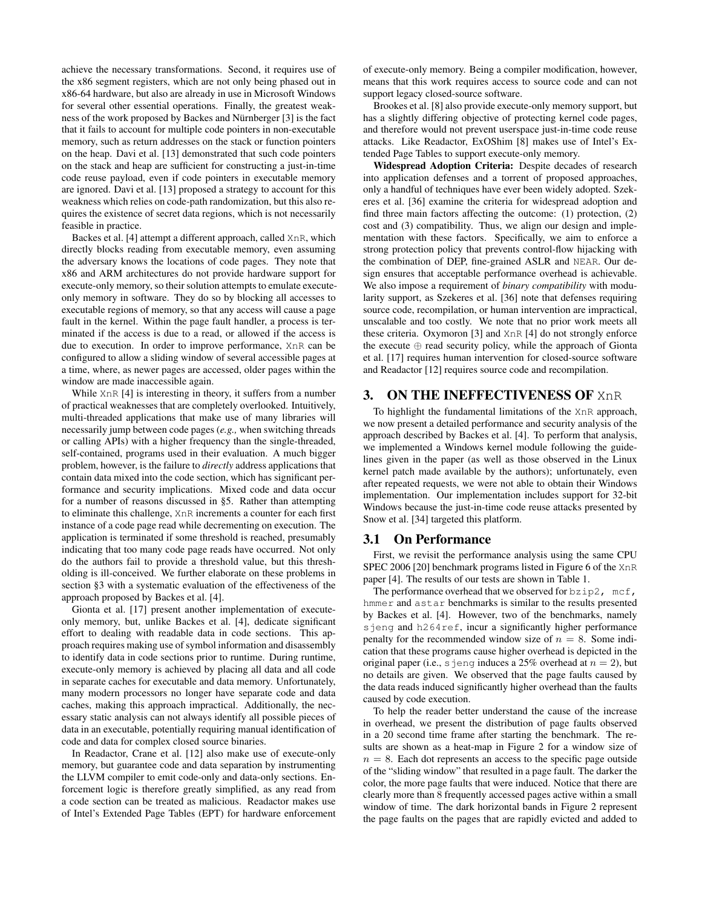achieve the necessary transformations. Second, it requires use of the x86 segment registers, which are not only being phased out in x86-64 hardware, but also are already in use in Microsoft Windows for several other essential operations. Finally, the greatest weakness of the work proposed by Backes and Nürnberger [3] is the fact that it fails to account for multiple code pointers in non-executable memory, such as return addresses on the stack or function pointers on the heap. Davi et al. [13] demonstrated that such code pointers on the stack and heap are sufficient for constructing a just-in-time code reuse payload, even if code pointers in executable memory are ignored. Davi et al. [13] proposed a strategy to account for this weakness which relies on code-path randomization, but this also requires the existence of secret data regions, which is not necessarily feasible in practice.

Backes et al. [4] attempt a different approach, called XnR, which directly blocks reading from executable memory, even assuming the adversary knows the locations of code pages. They note that x86 and ARM architectures do not provide hardware support for execute-only memory, so their solution attempts to emulate execute-only memory in software. They do so by blocking all accesses to executable regions of memory, so that any access will cause a page fault in the kernel. Within the page fault handler, a process is terminated if the access is due to a read, or allowed if the access is due to execution. In order to improve performance, XnR can be configured to allow a sliding window of several accessible pages at a time, where, as newer pages are accessed, older pages within the window are made inaccessible again.

While XnR [4] is interesting in theory, it suffers from a number of practical weaknesses that are completely overlooked. Intuitively, multi-threaded applications that make use of many libraries will necessarily jump between code pages (*e.g.,* when switching threads or calling APIs) with a higher frequency than the single-threaded, self-contained, programs used in their evaluation. A much bigger problem, however, is the failure to *directly* address applications that contain data mixed into the code section, which has significant performance and security implications. Mixed code and data occur for a number of reasons discussed in §5. Rather than attempting to eliminate this challenge, XnR increments a counter for each first instance of a code page read while decrementing on execution. The application is terminated if some threshold is reached, presumably indicating that too many code page reads have occurred. Not only do the authors fail to provide a threshold value, but this thresholding is ill-conceived. We further elaborate on these problems in section §3 with a systematic evaluation of the effectiveness of the approach proposed by Backes et al. [4].

Gionta et al. [17] present another implementation of execute-only memory, but, unlike Backes et al. [4], dedicate significant effort to dealing with readable data in code sections. This approach requires making use of symbol information and disassembly to identify data in code sections prior to runtime. During runtime, execute-only memory is achieved by placing all data and all code in separate caches for executable and data memory. Unfortunately, many modern processors no longer have separate code and data caches, making this approach impractical. Additionally, the necessary static analysis can not always identify all possible pieces of data in an executable, potentially requiring manual identification of code and data for complex closed source binaries.

In Readactor, Crane et al. [12] also make use of execute-only memory, but guarantee code and data separation by instrumenting the LLVM compiler to emit code-only and data-only sections. Enforcement logic is therefore greatly simplified, as any read from a code section can be treated as malicious. Readactor makes use of Intel's Extended Page Tables (EPT) for hardware enforcement of execute-only memory. Being a compiler modification, however, means that this work requires access to source code and can not support legacy closed-source software.

Brookes et al. [8] also provide execute-only memory support, but has a slightly differing objective of protecting kernel code pages, and therefore would not prevent userspace just-in-time code reuse attacks. Like Readactor, ExOShim [8] makes use of Intel's Extended Page Tables to support execute-only memory.

**Widespread Adoption Criteria:** Despite decades of research into application defenses and a torrent of proposed approaches, only a handful of techniques have ever been widely adopted. Szekeres et al. [36] examine the criteria for widespread adoption and find three main factors affecting the outcome: (1) protection, (2) cost and (3) compatibility. Thus, we align our design and implementation with these factors. Specifically, we aim to enforce a strong protection policy that prevents control-flow hijacking with the combination of DEP, fine-grained ASLR and NEAR. Our design ensures that acceptable performance overhead is achievable. We also impose a requirement of *binary compatibility* with modularity support, as Szekeres et al. [36] note that defenses requiring source code, recompilation, or human intervention are impractical, unscalable and too costly. We note that no prior work meets all these criteria. Oxymoron [3] and XnR [4] do not strongly enforce the execute $\oplus$ read security policy, while the approach of Gionta et al. [17] requires human intervention for closed-source software and Readactor [12] requires source code and recompilation.

## 3. ON THE INEFFECTIVENESS OF XnR

To highlight the fundamental limitations of the XnR approach, we now present a detailed performance and security analysis of the approach described by Backes et al. [4]. To perform that analysis, we implemented a Windows kernel module following the guidelines given in the paper (as well as those observed in the Linux kernel patch made available by the authors); unfortunately, even after repeated requests, we were not able to obtain their Windows implementation. Our implementation includes support for 32-bit Windows because the just-in-time code reuse attacks presented by Snow et al. [34] targeted this platform.

### 3.1 On Performance

First, we revisit the performance analysis using the same CPU SPEC 2006 [20] benchmark programs listed in Figure 6 of the XnR paper [4]. The results of our tests are shown in Table 1.

The performance overhead that we observed for bzip2, mcf, hmmer and astar benchmarks is similar to the results presented by Backes et al. [4]. However, two of the benchmarks, namely sjeng and h264ref, incur a significantly higher performance penalty for the recommended window size of $n = 8$. Some indication that these programs cause higher overhead is depicted in the original paper (i.e., sjeng induces a 25% overhead at $n = 2$), but no details are given. We observed that the page faults caused by the data reads induced significantly higher overhead than the faults caused by code execution.

To help the reader better understand the cause of the increase in overhead, we present the distribution of page faults observed in a 20 second time frame after starting the benchmark. The results are shown as a heat-map in Figure 2 for a window size of $n = 8$. Each dot represents an access to the specific page outside of the "sliding window" that resulted in a page fault. The darker the color, the more page faults that were induced. Notice that there are clearly more than 8 frequently accessed pages active within a small window of time. The dark horizontal bands in Figure 2 represent the page faults on the pages that are rapidly evicted and added to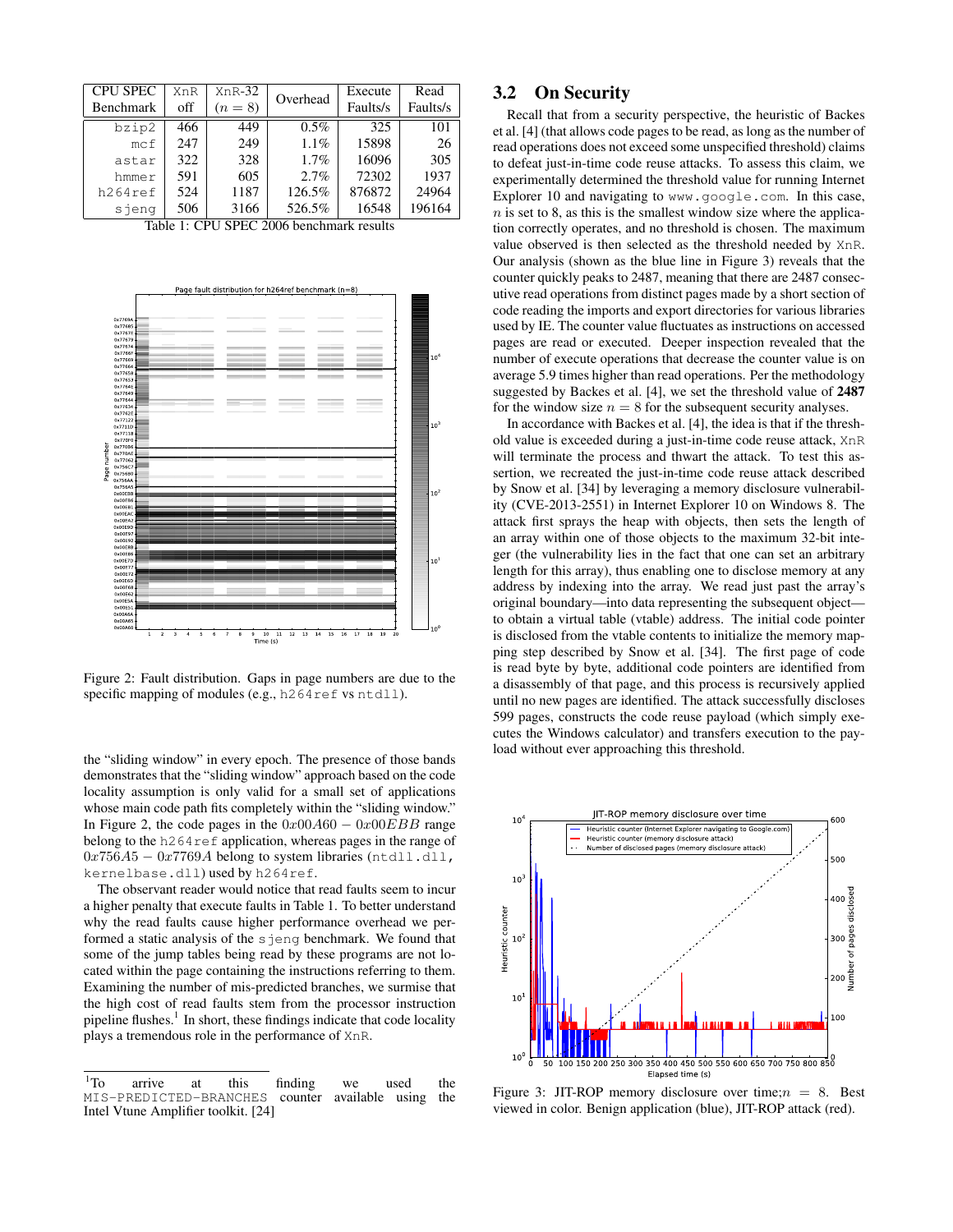| CPU SPEC Benchmark | XnR off | XnR-32 ($n = 8$) | Overhead | Execute Faults/s | Read Faults/s |
|---|---|---|---|---|---|
| bzip2 | 466 | 449 | 0.5% | 325 | 101 |
| mcf | 247 | 249 | 1.1% | 15898 | 26 |
| astar | 322 | 328 | 1.7% | 16096 | 305 |
| hmmer | 591 | 605 | 2.7% | 72302 | 1937 |
| h264ref | 524 | 1187 | 126.5% | 876872 | 24964 |
| sjeng | 506 | 3166 | 526.5% | 16548 | 196164 |

Table 1: CPU SPEC 2006 benchmark results

Figure 2: Fault distribution. Gaps in page numbers are due to the specific mapping of modules (e.g., h264ref vs ntdll).

the "sliding window" in every epoch. The presence of those bands demonstrates that the "sliding window" approach based on the code locality assumption is only valid for a small set of applications whose main code path fits completely within the "sliding window." In Figure 2, the code pages in the $0x00A60 - 0x00EBB$ range belong to the h264ref application, whereas pages in the range of $0x756A5 - 0x7769A$ belong to system libraries (ntdll.dll, kernelbase.dll) used by h264ref.

The observant reader would notice that read faults seem to incur a higher penalty that execute faults in Table 1. To better understand why the read faults cause higher performance overhead we performed a static analysis of the sjeng benchmark. We found that some of the jump tables being read by these programs are not located within the page containing the instructions referring to them. Examining the number of mis-predicted branches, we surmise that the high cost of read faults stem from the processor instruction pipeline flushes.[1] In short, these findings indicate that code locality plays a tremendous role in the performance of XnR.

[1]To arrive at this finding we used the MIS-PREDICTED-BRANCHES counter available using the Intel Vtune Amplifier toolkit. [24]

## 3.2 On Security

Recall that from a security perspective, the heuristic of Backes et al. [4] (that allows code pages to be read, as long as the number of read operations does not exceed some unspecified threshold) claims to defeat just-in-time code reuse attacks. To assess this claim, we experimentally determined the threshold value for running Internet Explorer 10 and navigating to www.google.com. In this case, $n$ is set to 8, as this is the smallest window size where the application correctly operates, and no threshold is chosen. The maximum value observed is then selected as the threshold needed by XnR. Our analysis (shown as the blue line in Figure 3) reveals that the counter quickly peaks to 2487, meaning that there are 2487 consecutive read operations from distinct pages made by a short section of code reading the imports and export directories for various libraries used by IE. The counter value fluctuates as instructions on accessed pages are read or executed. Deeper inspection revealed that the number of execute operations that decrease the counter value is on average 5.9 times higher than read operations. Per the methodology suggested by Backes et al. [4], we set the threshold value of **2487** for the window size $n = 8$ for the subsequent security analyses.

In accordance with Backes et al. [4], the idea is that if the threshold value is exceeded during a just-in-time code reuse attack, XnR will terminate the process and thwart the attack. To test this assertion, we recreated the just-in-time code reuse attack described by Snow et al. [34] by leveraging a memory disclosure vulnerability (CVE-2013-2551) in Internet Explorer 10 on Windows 8. The attack first sprays the heap with objects, then sets the length of an array within one of those objects to the maximum 32-bit integer (the vulnerability lies in the fact that one can set an arbitrary length for this array), thus enabling one to disclose memory at any address by indexing into the array. We read just past the array's original boundary—into data representing the subsequent object—to obtain a virtual table (vtable) address. The initial code pointer is disclosed from the vtable contents to initialize the memory mapping step described by Snow et al. [34]. The first page of code is read byte by byte, additional code pointers are identified from a disassembly of that page, and this process is recursively applied until no new pages are identified. The attack successfully discloses 599 pages, constructs the code reuse payload (which simply executes the Windows calculator) and transfers execution to the payload without ever approaching this threshold.

Figure 3: JIT-ROP memory disclosure over time; $n = 8$. Best viewed in color. Benign application (blue), JIT-ROP attack (red).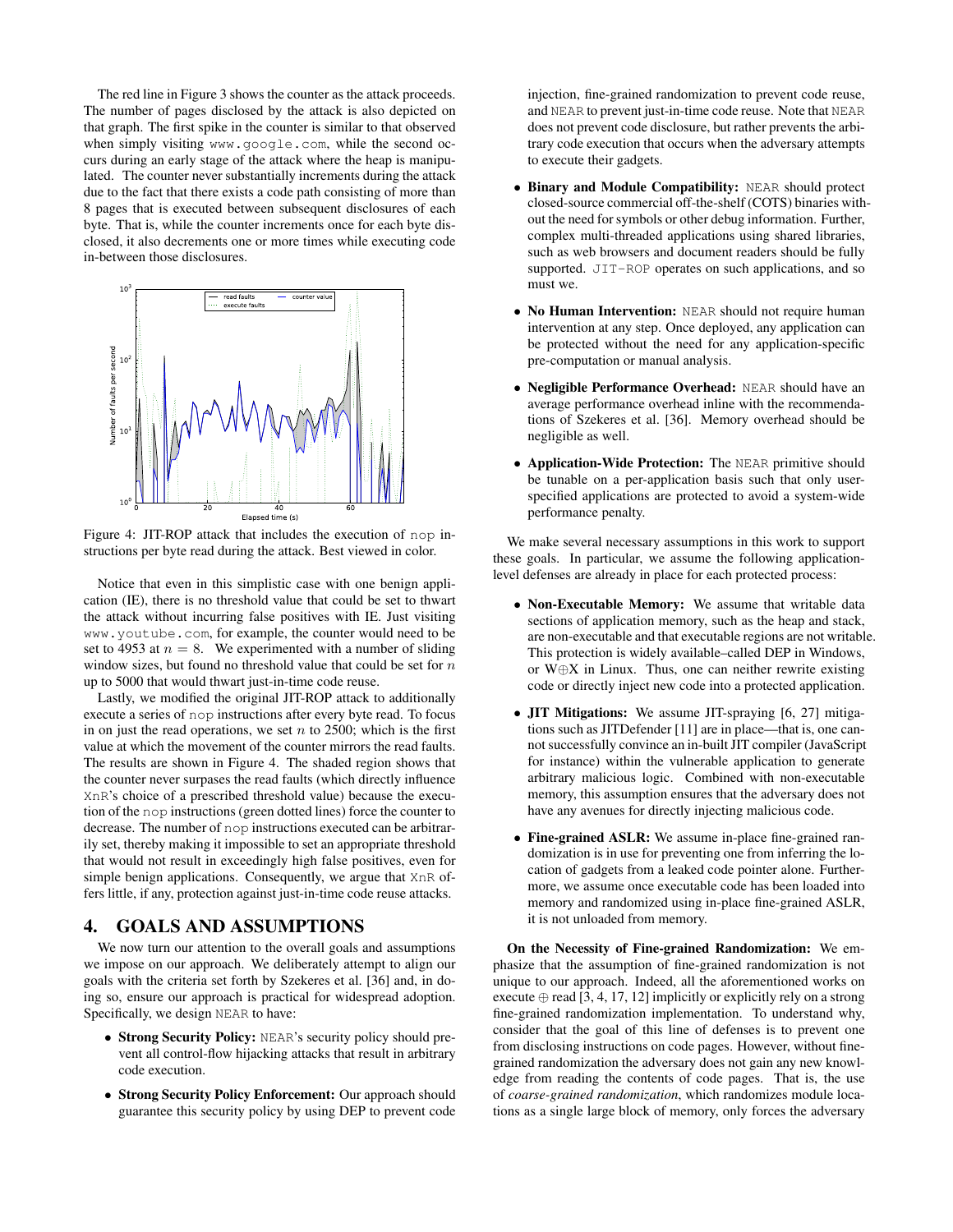The red line in Figure 3 shows the counter as the attack proceeds. The number of pages disclosed by the attack is also depicted on that graph. The first spike in the counter is similar to that observed when simply visiting `www.google.com`, while the second occurs during an early stage of the attack where the heap is manipulated. The counter never substantially increments during the attack due to the fact that there exists a code path consisting of more than 8 pages that is executed between subsequent disclosures of each byte. That is, while the counter increments once for each byte disclosed, it also decrements one or more times while executing code in-between those disclosures.

Figure 4: JIT-ROP attack that includes the execution of `nop` instructions per byte read during the attack. Best viewed in color.

Notice that even in this simplistic case with one benign application (IE), there is no threshold value that could be set to thwart the attack without incurring false positives with IE. Just visiting `www.youtube.com`, for example, the counter would need to be set to 4953 at $n = 8$. We experimented with a number of sliding window sizes, but found no threshold value that could be set for $n$ up to 5000 that would thwart just-in-time code reuse.

Lastly, we modified the original JIT-ROP attack to additionally execute a series of `nop` instructions after every byte read. To focus in on just the read operations, we set $n$ to 2500; which is the first value at which the movement of the counter mirrors the read faults. The results are shown in Figure 4. The shaded region shows that the counter never surpases the read faults (which directly influence `XnR`'s choice of a prescribed threshold value) because the execution of the `nop` instructions (green dotted lines) force the counter to decrease. The number of `nop` instructions executed can be arbitrarily set, thereby making it impossible to set an appropriate threshold that would not result in exceedingly high false positives, even for simple benign applications. Consequently, we argue that `XnR` offers little, if any, protection against just-in-time code reuse attacks.

## 4. GOALS AND ASSUMPTIONS

We now turn our attention to the overall goals and assumptions we impose on our approach. We deliberately attempt to align our goals with the criteria set forth by Szekeres et al. [36] and, in doing so, ensure our approach is practical for widespread adoption. Specifically, we design `NEAR` to have:

- **Strong Security Policy:** `NEAR`'s security policy should prevent all control-flow hijacking attacks that result in arbitrary code execution.
- **Strong Security Policy Enforcement:** Our approach should guarantee this security policy by using DEP to prevent code injection, fine-grained randomization to prevent code reuse, and `NEAR` to prevent just-in-time code reuse. Note that `NEAR` does not prevent code disclosure, but rather prevents the arbitrary code execution that occurs when the adversary attempts to execute their gadgets.
- **Binary and Module Compatibility:** `NEAR` should protect closed-source commercial off-the-shelf (COTS) binaries without the need for symbols or other debug information. Further, complex multi-threaded applications using shared libraries, such as web browsers and document readers should be fully supported. `JIT-ROP` operates on such applications, and so must we.
- **No Human Intervention:** `NEAR` should not require human intervention at any step. Once deployed, any application can be protected without the need for any application-specific pre-computation or manual analysis.
- **Negligible Performance Overhead:** `NEAR` should have an average performance overhead inline with the recommendations of Szekeres et al. [36]. Memory overhead should be negligible as well.
- **Application-Wide Protection:** The `NEAR` primitive should be tunable on a per-application basis such that only user-specified applications are protected to avoid a system-wide performance penalty.

We make several necessary assumptions in this work to support these goals. In particular, we assume the following application-level defenses are already in place for each protected process:

- **Non-Executable Memory:** We assume that writable data sections of application memory, such as the heap and stack, are non-executable and that executable regions are not writable. This protection is widely available–called DEP in Windows, or W$\oplus$X in Linux. Thus, one can neither rewrite existing code or directly inject new code into a protected application.
- **JIT Mitigations:** We assume JIT-spraying [6, 27] mitigations such as JITDefender [11] are in place—that is, one cannot successfully convince an in-built JIT compiler (JavaScript for instance) within the vulnerable application to generate arbitrary malicious logic. Combined with non-executable memory, this assumption ensures that the adversary does not have any avenues for directly injecting malicious code.
- **Fine-grained ASLR:** We assume in-place fine-grained randomization is in use for preventing one from inferring the location of gadgets from a leaked code pointer alone. Furthermore, we assume once executable code has been loaded into memory and randomized using in-place fine-grained ASLR, it is not unloaded from memory.

**On the Necessity of Fine-grained Randomization:** We emphasize that the assumption of fine-grained randomization is not unique to our approach. Indeed, all the aforementioned works on execute $\oplus$ read [3, 4, 17, 12] implicitly or explicitly rely on a strong fine-grained randomization implementation. To understand why, consider that the goal of this line of defenses is to prevent one from disclosing instructions on code pages. However, without fine-grained randomization the adversary does not gain any new knowledge from reading the contents of code pages. That is, the use of *coarse-grained randomization*, which randomizes module locations as a single large block of memory, only forces the adversary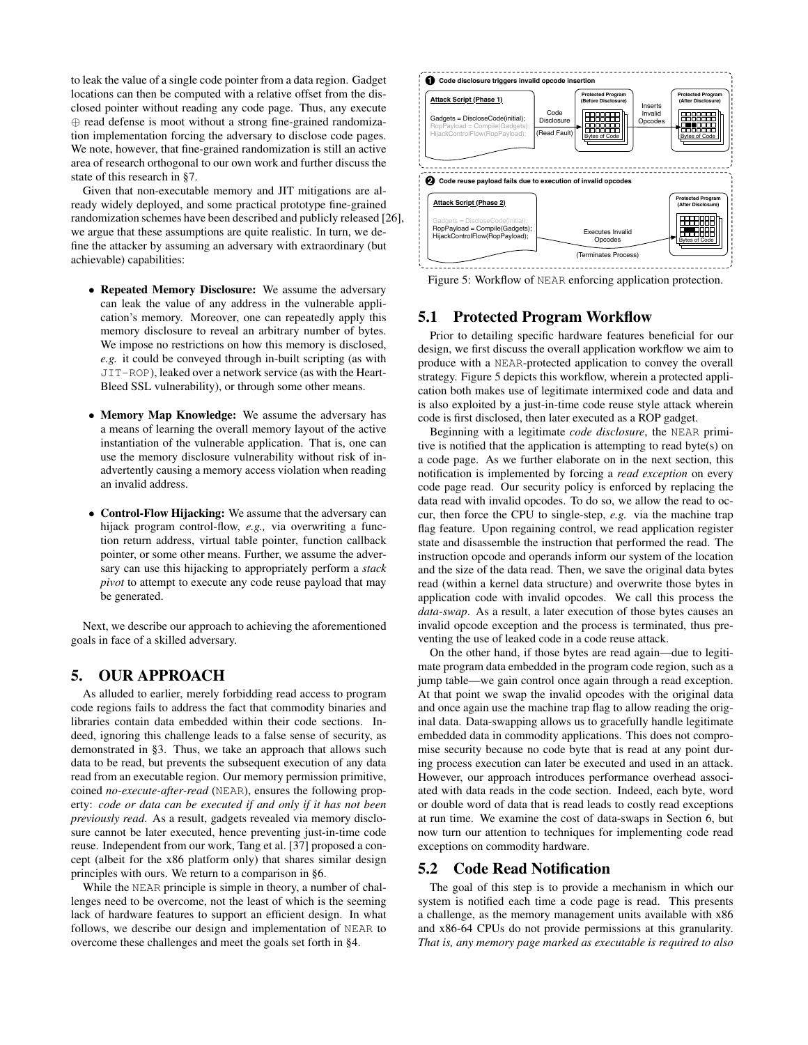to leak the value of a single code pointer from a data region. Gadget locations can then be computed with a relative offset from the disclosed pointer without reading any code page. Thus, any execute ⊕ read defense is moot without a strong fine-grained randomization implementation forcing the adversary to disclose code pages. We note, however, that fine-grained randomization is still an active area of research orthogonal to our own work and further discuss the state of this research in §7.

Given that non-executable memory and JIT mitigations are already widely deployed, and some practical prototype fine-grained randomization schemes have been described and publicly released [26], we argue that these assumptions are quite realistic. In turn, we define the attacker by assuming an adversary with extraordinary (but achievable) capabilities:

- **Repeated Memory Disclosure:** We assume the adversary can leak the value of any address in the vulnerable application's memory. Moreover, one can repeatedly apply this memory disclosure to reveal an arbitrary number of bytes. We impose no restrictions on how this memory is disclosed, *e.g.* it could be conveyed through in-built scripting (as with JIT-ROP), leaked over a network service (as with the HeartBleed SSL vulnerability), or through some other means.

- **Memory Map Knowledge:** We assume the adversary has a means of learning the overall memory layout of the active instantiation of the vulnerable application. That is, one can use the memory disclosure vulnerability without risk of inadvertently causing a memory access violation when reading an invalid address.

- **Control-Flow Hijacking:** We assume that the adversary can hijack program control-flow, *e.g.,* via overwriting a function return address, virtual table pointer, function callback pointer, or some other means. Further, we assume the adversary can use this hijacking to appropriately perform a *stack pivot* to attempt to execute any code reuse payload that may be generated.

Next, we describe our approach to achieving the aforementioned goals in face of a skilled adversary.

## 5. OUR APPROACH

As alluded to earlier, merely forbidding read access to program code regions fails to address the fact that commodity binaries and libraries contain data embedded within their code sections. Indeed, ignoring this challenge leads to a false sense of security, as demonstrated in §3. Thus, we take an approach that allows such data to be read, but prevents the subsequent execution of any data read from an executable region. Our memory permission primitive, coined *no-execute-after-read* (NEAR), ensures the following property: *code or data can be executed if and only if it has not been previously read*. As a result, gadgets revealed via memory disclosure cannot be later executed, hence preventing just-in-time code reuse. Independent from our work, Tang et al. [37] proposed a concept (albeit for the x86 platform only) that shares similar design principles with ours. We return to a comparison in §6.

While the NEAR principle is simple in theory, a number of challenges need to be overcome, not the least of which is the seeming lack of hardware features to support an efficient design. In what follows, we describe our design and implementation of NEAR to overcome these challenges and meet the goals set forth in §4.

```
❶ Code disclosure triggers invalid opcode insertion

Attack Script (Phase 1)                         Protected Program          Inserts     Protected Program
Gadgets = DiscloseCode(initial);  Code          (Before Disclosure)        Invalid     (After Disclosure)
RopPayload = Compile(Gadgets);    Disclosure                               Opcodes
HijackControlFlow(RopPayload);    (Read Fault)  Bytes of Code                          Bytes of Code

❷ Code reuse payload fails due to execution of invalid opcodes

Attack Script (Phase 2)                                                    Protected Program
Gadgets = DiscloseCode(initial);                                           (After Disclosure)
RopPayload = Compile(Gadgets);          Executes Invalid Opcodes
HijackControlFlow(RopPayload);          (Terminates Process)               Bytes of Code
```

Figure 5: Workflow of NEAR enforcing application protection.

### 5.1 Protected Program Workflow

Prior to detailing specific hardware features beneficial for our design, we first discuss the overall application workflow we aim to produce with a NEAR-protected application to convey the overall strategy. Figure 5 depicts this workflow, wherein a protected application both makes use of legitimate intermixed code and data and is also exploited by a just-in-time code reuse style attack wherein code is first disclosed, then later executed as a ROP gadget.

Beginning with a legitimate *code disclosure*, the NEAR primitive is notified that the application is attempting to read byte(s) on a code page. As we further elaborate on in the next section, this notification is implemented by forcing a *read exception* on every code page read. Our security policy is enforced by replacing the data read with invalid opcodes. To do so, we allow the read to occur, then force the CPU to single-step, *e.g.* via the machine trap flag feature. Upon regaining control, we read application register state and disassemble the instruction that performed the read. The instruction opcode and operands inform our system of the location and the size of the data read. Then, we save the original data bytes read (within a kernel data structure) and overwrite those bytes in application code with invalid opcodes. We call this process the *data-swap*. As a result, a later execution of those bytes causes an invalid opcode exception and the process is terminated, thus preventing the use of leaked code in a code reuse attack.

On the other hand, if those bytes are read again—due to legitimate program data embedded in the program code region, such as a jump table—we gain control once again through a read exception. At that point we swap the invalid opcodes with the original data and once again use the machine trap flag to allow reading the original data. Data-swapping allows us to gracefully handle legitimate embedded data in commodity applications. This does not compromise security because no code byte that is read at any point during process execution can later be executed and used in an attack. However, our approach introduces performance overhead associated with data reads in the code section. Indeed, each byte, word or double word of data that is read leads to costly read exceptions at run time. We examine the cost of data-swaps in Section 6, but now turn our attention to techniques for implementing code read exceptions on commodity hardware.

### 5.2 Code Read Notification

The goal of this step is to provide a mechanism in which our system is notified each time a code page is read. This presents a challenge, as the memory management units available with x86 and x86-64 CPUs do not provide permissions at this granularity. *That is, any memory page marked as executable is required to also*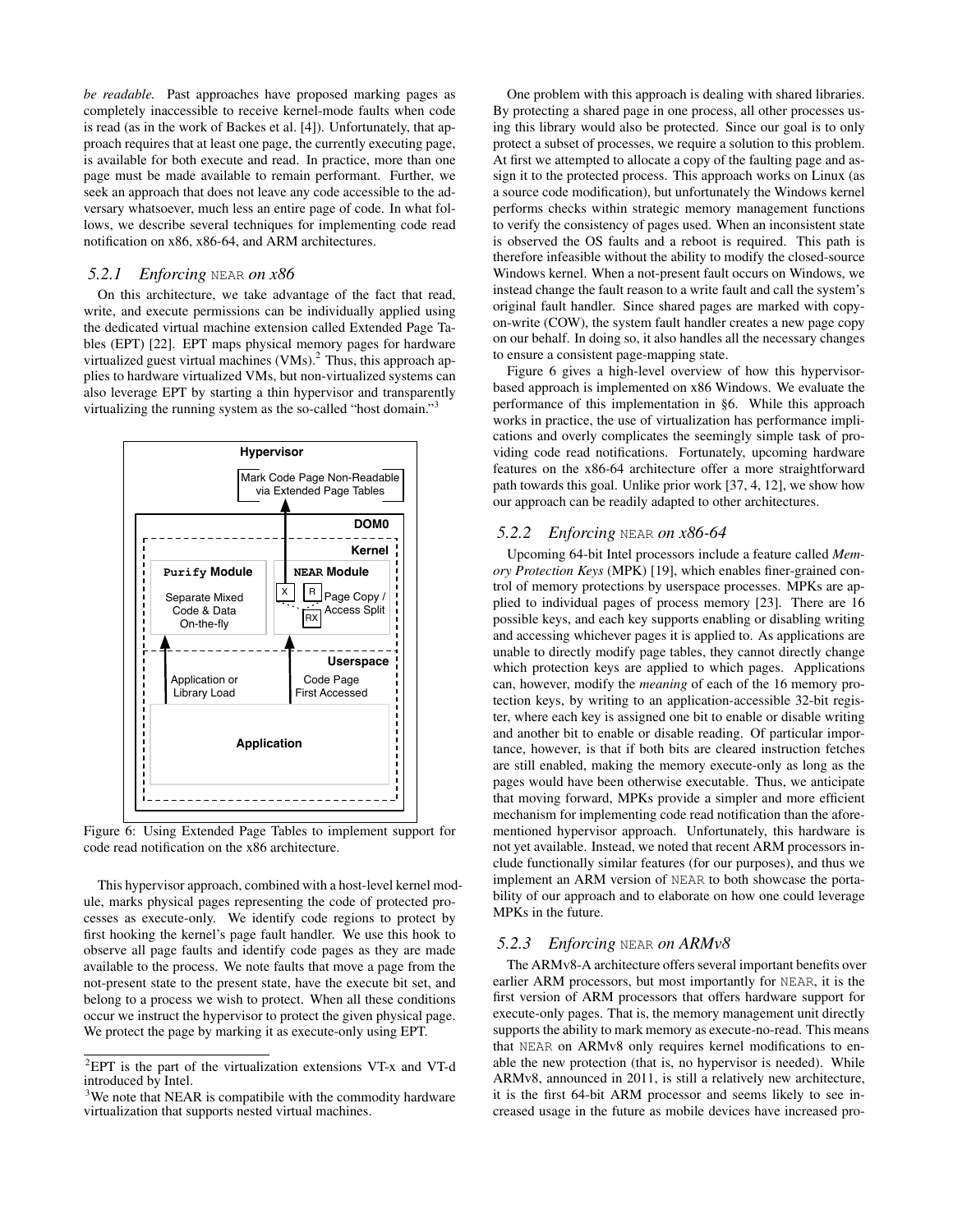*be readable.* Past approaches have proposed marking pages as completely inaccessible to receive kernel-mode faults when code is read (as in the work of Backes et al. [4]). Unfortunately, that approach requires that at least one page, the currently executing page, is available for both execute and read. In practice, more than one page must be made available to remain performant. Further, we seek an approach that does not leave any code accessible to the adversary whatsoever, much less an entire page of code. In what follows, we describe several techniques for implementing code read notification on x86, x86-64, and ARM architectures.

### 5.2.1 Enforcing NEAR on x86

On this architecture, we take advantage of the fact that read, write, and execute permissions can be individually applied using the dedicated virtual machine extension called Extended Page Tables (EPT) [22]. EPT maps physical memory pages for hardware virtualized guest virtual machines (VMs).[2] Thus, this approach applies to hardware virtualized VMs, but non-virtualized systems can also leverage EPT by starting a thin hypervisor and transparently virtualizing the running system as the so-called "host domain."[3]

Figure 6: Using Extended Page Tables to implement support for code read notification on the x86 architecture.

This hypervisor approach, combined with a host-level kernel module, marks physical pages representing the code of protected processes as execute-only. We identify code regions to protect by first hooking the kernel's page fault handler. We use this hook to observe all page faults and identify code pages as they are made available to the process. We note faults that move a page from the not-present state to the present state, have the execute bit set, and belong to a process we wish to protect. When all these conditions occur we instruct the hypervisor to protect the given physical page. We protect the page by marking it as execute-only using EPT.

[2] EPT is the part of the virtualization extensions VT-x and VT-d introduced by Intel.

[3] We note that NEAR is compatibile with the commodity hardware virtualization that supports nested virtual machines.

One problem with this approach is dealing with shared libraries. By protecting a shared page in one process, all other processes using this library would also be protected. Since our goal is to only protect a subset of processes, we require a solution to this problem. At first we attempted to allocate a copy of the faulting page and assign it to the protected process. This approach works on Linux (as a source code modification), but unfortunately the Windows kernel performs checks within strategic memory management functions to verify the consistency of pages used. When an inconsistent state is observed the OS faults and a reboot is required. This path is therefore infeasible without the ability to modify the closed-source Windows kernel. When a not-present fault occurs on Windows, we instead change the fault reason to a write fault and call the system's original fault handler. Since shared pages are marked with copy-on-write (COW), the system fault handler creates a new page copy on our behalf. In doing so, it also handles all the necessary changes to ensure a consistent page-mapping state.

Figure 6 gives a high-level overview of how this hypervisor-based approach is implemented on x86 Windows. We evaluate the performance of this implementation in §6. While this approach works in practice, the use of virtualization has performance implications and overly complicates the seemingly simple task of providing code read notifications. Fortunately, upcoming hardware features on the x86-64 architecture offer a more straightforward path towards this goal. Unlike prior work [37, 4, 12], we show how our approach can be readily adapted to other architectures.

### 5.2.2 Enforcing NEAR on x86-64

Upcoming 64-bit Intel processors include a feature called *Memory Protection Keys* (MPK) [19], which enables finer-grained control of memory protections by userspace processes. MPKs are applied to individual pages of process memory [23]. There are 16 possible keys, and each key supports enabling or disabling writing and accessing whichever pages it is applied to. As applications are unable to directly modify page tables, they cannot directly change which protection keys are applied to which pages. Applications can, however, modify the *meaning* of each of the 16 memory protection keys, by writing to an application-accessible 32-bit register, where each key is assigned one bit to enable or disable writing and another bit to enable or disable reading. Of particular importance, however, is that if both bits are cleared instruction fetches are still enabled, making the memory execute-only as long as the pages would have been otherwise executable. Thus, we anticipate that moving forward, MPKs provide a simpler and more efficient mechanism for implementing code read notification than the aforementioned hypervisor approach. Unfortunately, this hardware is not yet available. Instead, we noted that recent ARM processors include functionally similar features (for our purposes), and thus we implement an ARM version of NEAR to both showcase the portability of our approach and to elaborate on how one could leverage MPKs in the future.

### 5.2.3 Enforcing NEAR on ARMv8

The ARMv8-A architecture offers several important benefits over earlier ARM processors, but most importantly for NEAR, it is the first version of ARM processors that offers hardware support for execute-only pages. That is, the memory management unit directly supports the ability to mark memory as execute-no-read. This means that NEAR on ARMv8 only requires kernel modifications to enable the new protection (that is, no hypervisor is needed). While ARMv8, announced in 2011, is still a relatively new architecture, it is the first 64-bit ARM processor and seems likely to see increased usage in the future as mobile devices have increased pro-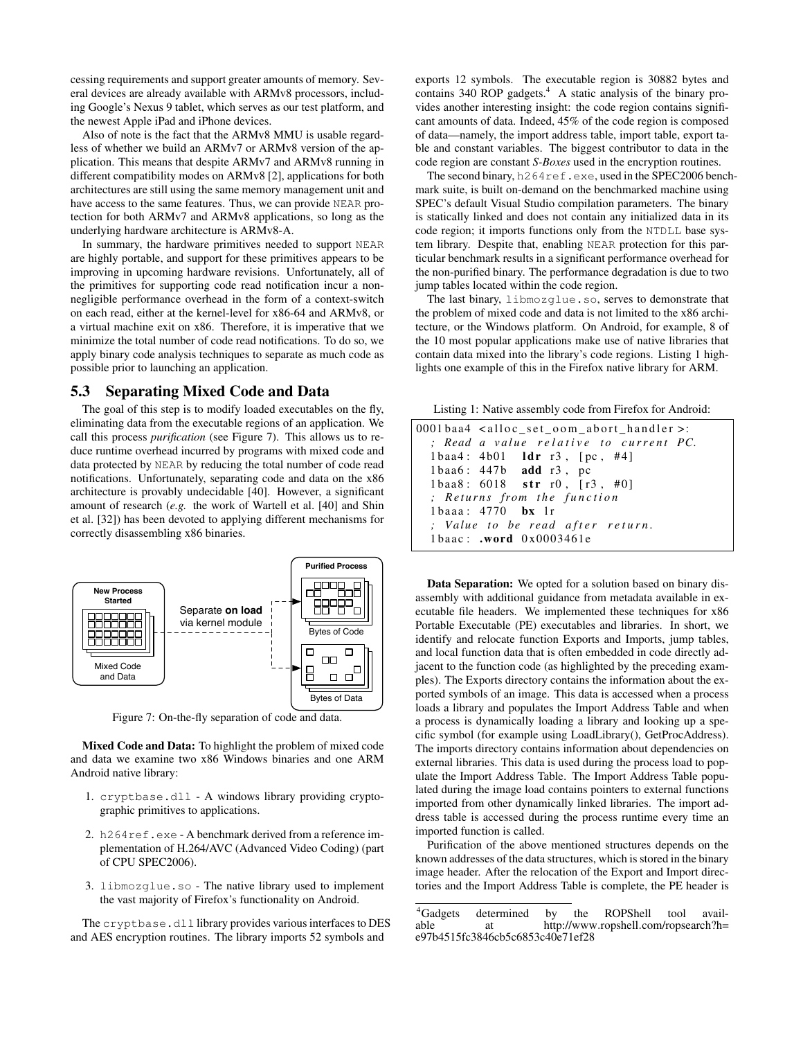cessing requirements and support greater amounts of memory. Several devices are already available with ARMv8 processors, including Google's Nexus 9 tablet, which serves as our test platform, and the newest Apple iPad and iPhone devices.

Also of note is the fact that the ARMv8 MMU is usable regardless of whether we build an ARMv7 or ARMv8 version of the application. This means that despite ARMv7 and ARMv8 running in different compatibility modes on ARMv8 [2], applications for both architectures are still using the same memory management unit and have access to the same features. Thus, we can provide NEAR protection for both ARMv7 and ARMv8 applications, so long as the underlying hardware architecture is ARMv8-A.

In summary, the hardware primitives needed to support NEAR are highly portable, and support for these primitives appears to be improving in upcoming hardware revisions. Unfortunately, all of the primitives for supporting code read notification incur a non-negligible performance overhead in the form of a context-switch on each read, either at the kernel-level for x86-64 and ARMv8, or a virtual machine exit on x86. Therefore, it is imperative that we minimize the total number of code read notifications. To do so, we apply binary code analysis techniques to separate as much code as possible prior to launching an application.

## 5.3 Separating Mixed Code and Data

The goal of this step is to modify loaded executables on the fly, eliminating data from the executable regions of an application. We call this process *purification* (see Figure 7). This allows us to reduce runtime overhead incurred by programs with mixed code and data protected by NEAR by reducing the total number of code read notifications. Unfortunately, separating code and data on the x86 architecture is provably undecidable [40]. However, a significant amount of research (*e.g.* the work of Wartell et al. [40] and Shin et al. [32]) has been devoted to applying different mechanisms for correctly disassembling x86 binaries.

Figure 7: On-the-fly separation of code and data.

**Mixed Code and Data:** To highlight the problem of mixed code and data we examine two x86 Windows binaries and one ARM Android native library:

1. cryptbase.dll - A windows library providing cryptographic primitives to applications.
2. h264ref.exe - A benchmark derived from a reference implementation of H.264/AVC (Advanced Video Coding) (part of CPU SPEC2006).
3. libmozglue.so - The native library used to implement the vast majority of Firefox's functionality on Android.

The cryptbase.dll library provides various interfaces to DES and AES encryption routines. The library imports 52 symbols and exports 12 symbols. The executable region is 30882 bytes and contains 340 ROP gadgets.[4] A static analysis of the binary provides another interesting insight: the code region contains significant amounts of data. Indeed, 45% of the code region is composed of data—namely, the import address table, import table, export table and constant variables. The biggest contributor to data in the code region are constant *S-Boxes* used in the encryption routines.

The second binary, h264ref.exe, used in the SPEC2006 benchmark suite, is built on-demand on the benchmarked machine using SPEC's default Visual Studio compilation parameters. The binary is statically linked and does not contain any initialized data in its code region; it imports functions only from the NTDLL base system library. Despite that, enabling NEAR protection for this particular benchmark results in a significant performance overhead for the non-purified binary. The performance degradation is due to two jump tables located within the code region.

The last binary, libmozglue.so, serves to demonstrate that the problem of mixed code and data is not limited to the x86 architecture, or the Windows platform. On Android, for example, 8 of the 10 most popular applications make use of native libraries that contain data mixed into the library's code regions. Listing 1 highlights one example of this in the Firefox native library for ARM.

Listing 1: Native assembly code from Firefox for Android:

```
0001baa4 <alloc_set_oom_abort_handler>:
  ; Read a value relative to current PC.
  1baa4: 4b01   ldr r3, [pc, #4]
  1baa6: 447b   add r3, pc
  1baa8: 6018   str r0, [r3, #0]
  ; Returns from the function
  1baaa: 4770   bx lr
  ; Value to be read after return.
  1baac: .word 0x0003461e
```

**Data Separation:** We opted for a solution based on binary disassembly with additional guidance from metadata available in executable file headers. We implemented these techniques for x86 Portable Executable (PE) executables and libraries. In short, we identify and relocate function Exports and Imports, jump tables, and local function data that is often embedded in code directly adjacent to the function code (as highlighted by the preceding examples). The Exports directory contains the information about the exported symbols of an image. This data is accessed when a process loads a library and populates the Import Address Table and when a process is dynamically loading a library and looking up a specific symbol (for example using LoadLibrary(), GetProcAddress). The imports directory contains information about dependencies on external libraries. This data is used during the process load to populate the Import Address Table. The Import Address Table populated during the image load contains pointers to external functions imported from other dynamically linked libraries. The import address table is accessed during the process runtime every time an imported function is called.

Purification of the above mentioned structures depends on the known addresses of the data structures, which is stored in the binary image header. After the relocation of the Export and Import directories and the Import Address Table is complete, the PE header is

[4] Gadgets determined by the ROPShell tool available at http://www.ropshell.com/ropsearch?h=e97b4515fc3846cb5c6853c40e71ef28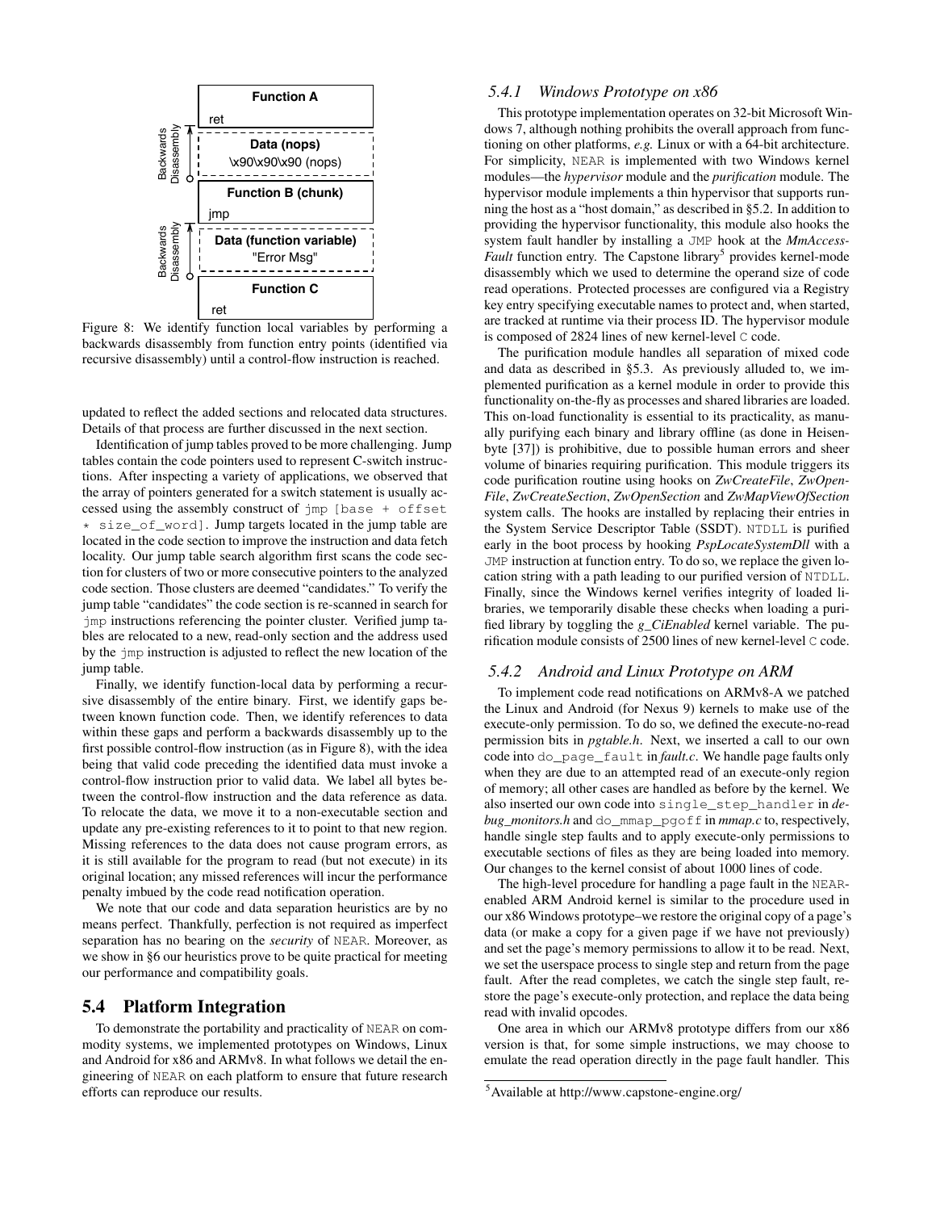Function A

ret

Backwards Disassembly

Data (nops)

\x90\x90\x90 (nops)

Function B (chunk)

jmp

Backwards Disassembly

Data (function variable)

"Error Msg"

Function C

ret

Figure 8: We identify function local variables by performing a backwards disassembly from function entry points (identified via recursive disassembly) until a control-flow instruction is reached.

updated to reflect the added sections and relocated data structures. Details of that process are further discussed in the next section.

Identification of jump tables proved to be more challenging. Jump tables contain the code pointers used to represent C-switch instructions. After inspecting a variety of applications, we observed that the array of pointers generated for a switch statement is usually accessed using the assembly construct of `jmp [base + offset * size_of_word]`. Jump targets located in the jump table are located in the code section to improve the instruction and data fetch locality. Our jump table search algorithm first scans the code section for clusters of two or more consecutive pointers to the analyzed code section. Those clusters are deemed "candidates." To verify the jump table "candidates" the code section is re-scanned in search for `jmp` instructions referencing the pointer cluster. Verified jump tables are relocated to a new, read-only section and the address used by the `jmp` instruction is adjusted to reflect the new location of the jump table.

Finally, we identify function-local data by performing a recursive disassembly of the entire binary. First, we identify gaps between known function code. Then, we identify references to data within these gaps and perform a backwards disassembly up to the first possible control-flow instruction (as in Figure 8), with the idea being that valid code preceding the identified data must invoke a control-flow instruction prior to valid data. We label all bytes between the control-flow instruction and the data reference as data. To relocate the data, we move it to a non-executable section and update any pre-existing references to it to point to that new region. Missing references to the data does not cause program errors, as it is still available for the program to read (but not execute) in its original location; any missed references will incur the performance penalty imbued by the code read notification operation.

We note that our code and data separation heuristics are by no means perfect. Thankfully, perfection is not required as imperfect separation has no bearing on the *security* of NEAR. Moreover, as we show in §6 our heuristics prove to be quite practical for meeting our performance and compatibility goals.

## 5.4 Platform Integration

To demonstrate the portability and practicality of NEAR on commodity systems, we implemented prototypes on Windows, Linux and Android for x86 and ARMv8. In what follows we detail the engineering of NEAR on each platform to ensure that future research efforts can reproduce our results.

### 5.4.1 Windows Prototype on x86

This prototype implementation operates on 32-bit Microsoft Windows 7, although nothing prohibits the overall approach from functioning on other platforms, *e.g.* Linux or with a 64-bit architecture. For simplicity, NEAR is implemented with two Windows kernel modules—the *hypervisor* module and the *purification* module. The hypervisor module implements a thin hypervisor that supports running the host as a "host domain," as described in §5.2. In addition to providing the hypervisor functionality, this module also hooks the system fault handler by installing a JMP hook at the *MmAccessFault* function entry. The Capstone library[5] provides kernel-mode disassembly which we used to determine the operand size of code read operations. Protected processes are configured via a Registry key entry specifying executable names to protect and, when started, are tracked at runtime via their process ID. The hypervisor module is composed of 2824 lines of new kernel-level C code.

The purification module handles all separation of mixed code and data as described in §5.3. As previously alluded to, we implemented purification as a kernel module in order to provide this functionality on-the-fly as processes and shared libraries are loaded. This on-load functionality is essential to its practicality, as manually purifying each binary and library offline (as done in Heisenbyte [37]) is prohibitive, due to possible human errors and sheer volume of binaries requiring purification. This module triggers its code purification routine using hooks on *ZwCreateFile*, *ZwOpenFile*, *ZwCreateSection*, *ZwOpenSection* and *ZwMapViewOfSection* system calls. The hooks are installed by replacing their entries in the System Service Descriptor Table (SSDT). NTDLL is purified early in the boot process by hooking *PspLocateSystemDll* with a JMP instruction at function entry. To do so, we replace the given location string with a path leading to our purified version of NTDLL. Finally, since the Windows kernel verifies integrity of loaded libraries, we temporarily disable these checks when loading a purified library by toggling the *g_CiEnabled* kernel variable. The purification module consists of 2500 lines of new kernel-level C code.

### 5.4.2 Android and Linux Prototype on ARM

To implement code read notifications on ARMv8-A we patched the Linux and Android (for Nexus 9) kernels to make use of the execute-only permission. To do so, we defined the execute-no-read permission bits in *pgtable.h*. Next, we inserted a call to our own code into `do_page_fault` in *fault.c*. We handle page faults only when they are due to an attempted read of an execute-only region of memory; all other cases are handled as before by the kernel. We also inserted our own code into `single_step_handler` in *debug_monitors.h* and `do_mmap_pgoff` in *mmap.c* to, respectively, handle single step faults and to apply execute-only permissions to executable sections of files as they are being loaded into memory. Our changes to the kernel consist of about 1000 lines of code.

The high-level procedure for handling a page fault in the NEAR-enabled ARM Android kernel is similar to the procedure used in our x86 Windows prototype–we restore the original copy of a page's data (or make a copy for a given page if we have not previously) and set the page's memory permissions to allow it to be read. Next, we set the userspace process to single step and return from the page fault. After the read completes, we catch the single step fault, restore the page's execute-only protection, and replace the data being read with invalid opcodes.

One area in which our ARMv8 prototype differs from our x86 version is that, for some simple instructions, we may choose to emulate the read operation directly in the page fault handler. This

[5] Available at http://www.capstone-engine.org/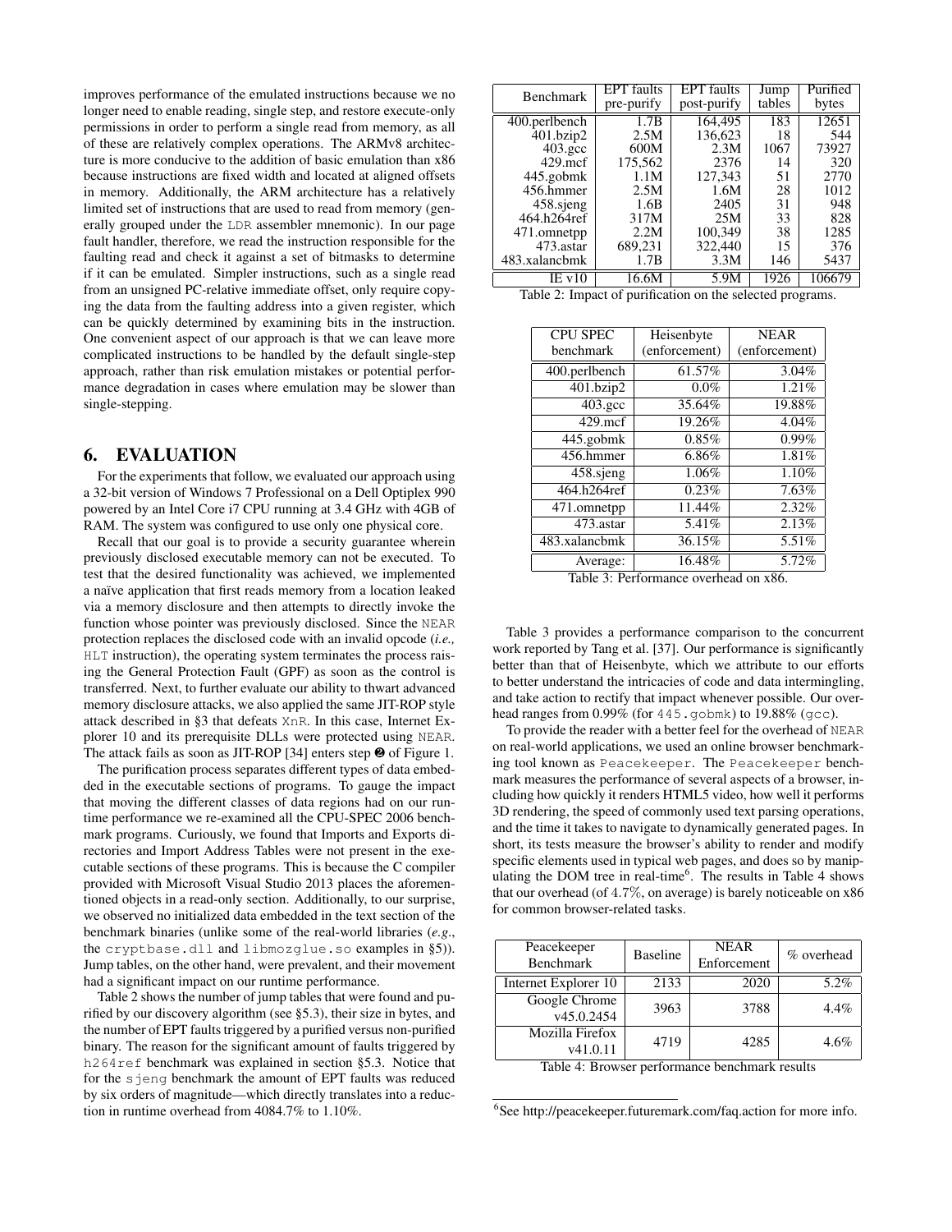improves performance of the emulated instructions because we no longer need to enable reading, single step, and restore execute-only permissions in order to perform a single read from memory, as all of these are relatively complex operations. The ARMv8 architecture is more conducive to the addition of basic emulation than x86 because instructions are fixed width and located at aligned offsets in memory. Additionally, the ARM architecture has a relatively limited set of instructions that are used to read from memory (generally grouped under the `LDR` assembler mnemonic). In our page fault handler, therefore, we read the instruction responsible for the faulting read and check it against a set of bitmasks to determine if it can be emulated. Simpler instructions, such as a single read from an unsigned PC-relative immediate offset, only require copying the data from the faulting address into a given register, which can be quickly determined by examining bits in the instruction. One convenient aspect of our approach is that we can leave more complicated instructions to be handled by the default single-step approach, rather than risk emulation mistakes or potential performance degradation in cases where emulation may be slower than single-stepping.

## 6. EVALUATION

For the experiments that follow, we evaluated our approach using a 32-bit version of Windows 7 Professional on a Dell Optiplex 990 powered by an Intel Core i7 CPU running at 3.4 GHz with 4GB of RAM. The system was configured to use only one physical core.

Recall that our goal is to provide a security guarantee wherein previously disclosed executable memory can not be executed. To test that the desired functionality was achieved, we implemented a naïve application that first reads memory from a location leaked via a memory disclosure and then attempts to directly invoke the function whose pointer was previously disclosed. Since the `NEAR` protection replaces the disclosed code with an invalid opcode (*i.e.,* `HLT` instruction), the operating system terminates the process raising the General Protection Fault (GPF) as soon as the control is transferred. Next, to further evaluate our ability to thwart advanced memory disclosure attacks, we also applied the same JIT-ROP style attack described in §3 that defeats `XnR`. In this case, Internet Explorer 10 and its prerequisite DLLs were protected using `NEAR`. The attack fails as soon as JIT-ROP [34] enters step ❷ of Figure 1.

The purification process separates different types of data embedded in the executable sections of programs. To gauge the impact that moving the different classes of data regions had on our runtime performance we re-examined all the CPU-SPEC 2006 benchmark programs. Curiously, we found that Imports and Exports directories and Import Address Tables were not present in the executable sections of these programs. This is because the C compiler provided with Microsoft Visual Studio 2013 places the aforementioned objects in a read-only section. Additionally, to our surprise, we observed no initialized data embedded in the text section of the benchmark binaries (unlike some of the real-world libraries (*e.g.*, the `cryptbase.dll` and `libmozglue.so` examples in §5)). Jump tables, on the other hand, were prevalent, and their movement had a significant impact on our runtime performance.

Table 2 shows the number of jump tables that were found and purified by our discovery algorithm (see §5.3), their size in bytes, and the number of EPT faults triggered by a purified versus non-purified binary. The reason for the significant amount of faults triggered by `h264ref` benchmark was explained in section §5.3. Notice that for the `sjeng` benchmark the amount of EPT faults was reduced by six orders of magnitude—which directly translates into a reduction in runtime overhead from 4084.7% to 1.10%.

| Benchmark | EPT faults pre-purify | EPT faults post-purify | Jump tables | Purified bytes |
|---|---|---|---|---|
| 400.perlbench | 1.7B | 164,495 | 183 | 12651 |
| 401.bzip2 | 2.5M | 136,623 | 18 | 544 |
| 403.gcc | 600M | 2.3M | 1067 | 73927 |
| 429.mcf | 175,562 | 2376 | 14 | 320 |
| 445.gobmk | 1.1M | 127,343 | 51 | 2770 |
| 456.hmmer | 2.5M | 1.6M | 28 | 1012 |
| 458.sjeng | 1.6B | 2405 | 31 | 948 |
| 464.h264ref | 317M | 25M | 33 | 828 |
| 471.omnetpp | 2.2M | 100,349 | 38 | 1285 |
| 473.astar | 689,231 | 322,440 | 15 | 376 |
| 483.xalancbmk | 1.7B | 3.3M | 146 | 5437 |
| IE v10 | 16.6M | 5.9M | 1926 | 106679 |

Table 2: Impact of purification on the selected programs.

| CPU SPEC benchmark | Heisenbyte (enforcement) | NEAR (enforcement) |
|---|---|---|
| 400.perlbench | 61.57% | 3.04% |
| 401.bzip2 | 0.0% | 1.21% |
| 403.gcc | 35.64% | 19.88% |
| 429.mcf | 19.26% | 4.04% |
| 445.gobmk | 0.85% | 0.99% |
| 456.hmmer | 6.86% | 1.81% |
| 458.sjeng | 1.06% | 1.10% |
| 464.h264ref | 0.23% | 7.63% |
| 471.omnetpp | 11.44% | 2.32% |
| 473.astar | 5.41% | 2.13% |
| 483.xalancbmk | 36.15% | 5.51% |
| Average: | 16.48% | 5.72% |

Table 3: Performance overhead on x86.

Table 3 provides a performance comparison to the concurrent work reported by Tang et al. [37]. Our performance is significantly better than that of Heisenbyte, which we attribute to our efforts to better understand the intricacies of code and data intermingling, and take action to rectify that impact whenever possible. Our overhead ranges from 0.99% (for `445.gobmk`) to 19.88% (`gcc`).

To provide the reader with a better feel for the overhead of `NEAR` on real-world applications, we used an online browser benchmarking tool known as `Peacekeeper`. The `Peacekeeper` benchmark measures the performance of several aspects of a browser, including how quickly it renders HTML5 video, how well it performs 3D rendering, the speed of commonly used text parsing operations, and the time it takes to navigate to dynamically generated pages. In short, its tests measure the browser's ability to render and modify specific elements used in typical web pages, and does so by manipulating the DOM tree in real-time[6]. The results in Table 4 shows that our overhead (of 4.7%, on average) is barely noticeable on x86 for common browser-related tasks.

| Peacekeeper Benchmark | Baseline | NEAR Enforcement | % overhead |
|---|---|---|---|
| Internet Explorer 10 | 2133 | 2020 | 5.2% |
| Google Chrome v45.0.2454 | 3963 | 3788 | 4.4% |
| Mozilla Firefox v41.0.11 | 4719 | 4285 | 4.6% |

Table 4: Browser performance benchmark results

[6] See http://peacekeeper.futuremark.com/faq.action for more info.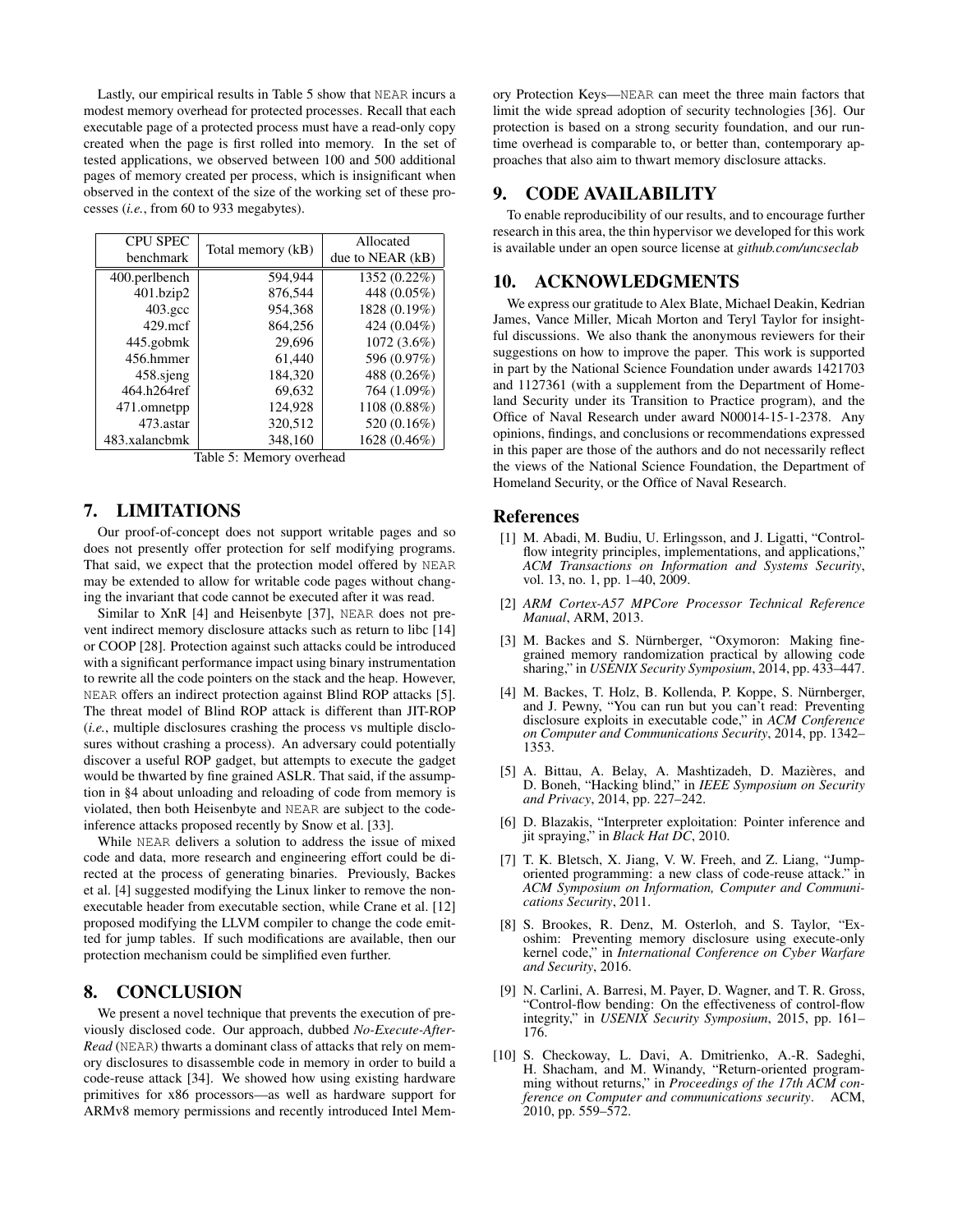Lastly, our empirical results in Table 5 show that NEAR incurs a modest memory overhead for protected processes. Recall that each executable page of a protected process must have a read-only copy created when the page is first rolled into memory. In the set of tested applications, we observed between 100 and 500 additional pages of memory created per process, which is insignificant when observed in the context of the size of the working set of these processes (*i.e.*, from 60 to 933 megabytes).

| CPU SPEC benchmark | Total memory (kB) | Allocated due to NEAR (kB) |
|---|---|---|
| 400.perlbench | 594,944 | 1352 (0.22%) |
| 401.bzip2 | 876,544 | 448 (0.05%) |
| 403.gcc | 954,368 | 1828 (0.19%) |
| 429.mcf | 864,256 | 424 (0.04%) |
| 445.gobmk | 29,696 | 1072 (3.6%) |
| 456.hmmer | 61,440 | 596 (0.97%) |
| 458.sjeng | 184,320 | 488 (0.26%) |
| 464.h264ref | 69,632 | 764 (1.09%) |
| 471.omnetpp | 124,928 | 1108 (0.88%) |
| 473.astar | 320,512 | 520 (0.16%) |
| 483.xalancbmk | 348,160 | 1628 (0.46%) |

Table 5: Memory overhead

## 7. LIMITATIONS

Our proof-of-concept does not support writable pages and so does not presently offer protection for self modifying programs. That said, we expect that the protection model offered by NEAR may be extended to allow for writable code pages without changing the invariant that code cannot be executed after it was read.

Similar to XnR [4] and Heisenbyte [37], NEAR does not prevent indirect memory disclosure attacks such as return to libc [14] or COOP [28]. Protection against such attacks could be introduced with a significant performance impact using binary instrumentation to rewrite all the code pointers on the stack and the heap. However, NEAR offers an indirect protection against Blind ROP attacks [5]. The threat model of Blind ROP attack is different than JIT-ROP (*i.e.*, multiple disclosures crashing the process vs multiple disclosures without crashing a process). An adversary could potentially discover a useful ROP gadget, but attempts to execute the gadget would be thwarted by fine grained ASLR. That said, if the assumption in §4 about unloading and reloading of code from memory is violated, then both Heisenbyte and NEAR are subject to the code-inference attacks proposed recently by Snow et al. [33].

While NEAR delivers a solution to address the issue of mixed code and data, more research and engineering effort could be directed at the process of generating binaries. Previously, Backes et al. [4] suggested modifying the Linux linker to remove the non-executable header from executable section, while Crane et al. [12] proposed modifying the LLVM compiler to change the code emitted for jump tables. If such modifications are available, then our protection mechanism could be simplified even further.

## 8. CONCLUSION

We present a novel technique that prevents the execution of previously disclosed code. Our approach, dubbed *No-Execute-After-Read* (NEAR) thwarts a dominant class of attacks that rely on memory disclosures to disassemble code in memory in order to build a code-reuse attack [34]. We showed how using existing hardware primitives for x86 processors—as well as hardware support for ARMv8 memory permissions and recently introduced Intel Memory Protection Keys—NEAR can meet the three main factors that limit the wide spread adoption of security technologies [36]. Our protection is based on a strong security foundation, and our runtime overhead is comparable to, or better than, contemporary approaches that also aim to thwart memory disclosure attacks.

## 9. CODE AVAILABILITY

To enable reproducibility of our results, and to encourage further research in this area, the thin hypervisor we developed for this work is available under an open source license at *github.com/uncseclab*

## 10. ACKNOWLEDGMENTS

We express our gratitude to Alex Blate, Michael Deakin, Kedrian James, Vance Miller, Micah Morton and Teryl Taylor for insightful discussions. We also thank the anonymous reviewers for their suggestions on how to improve the paper. This work is supported in part by the National Science Foundation under awards 1421703 and 1127361 (with a supplement from the Department of Homeland Security under its Transition to Practice program), and the Office of Naval Research under award N00014-15-1-2378. Any opinions, findings, and conclusions or recommendations expressed in this paper are those of the authors and do not necessarily reflect the views of the National Science Foundation, the Department of Homeland Security, or the Office of Naval Research.

## References

[1] M. Abadi, M. Budiu, U. Erlingsson, and J. Ligatti, "Control-flow integrity principles, implementations, and applications," *ACM Transactions on Information and Systems Security*, vol. 13, no. 1, pp. 1–40, 2009.

[2] *ARM Cortex-A57 MPCore Processor Technical Reference Manual*, ARM, 2013.

[3] M. Backes and S. Nürnberger, "Oxymoron: Making fine-grained memory randomization practical by allowing code sharing," in *USENIX Security Symposium*, 2014, pp. 433–447.

[4] M. Backes, T. Holz, B. Kollenda, P. Koppe, S. Nürnberger, and J. Pewny, "You can run but you can't read: Preventing disclosure exploits in executable code," in *ACM Conference on Computer and Communications Security*, 2014, pp. 1342–1353.

[5] A. Bittau, A. Belay, A. Mashtizadeh, D. Mazières, and D. Boneh, "Hacking blind," in *IEEE Symposium on Security and Privacy*, 2014, pp. 227–242.

[6] D. Blazakis, "Interpreter exploitation: Pointer inference and jit spraying," in *Black Hat DC*, 2010.

[7] T. K. Bletsch, X. Jiang, V. W. Freeh, and Z. Liang, "Jump-oriented programming: a new class of code-reuse attack." in *ACM Symposium on Information, Computer and Communications Security*, 2011.

[8] S. Brookes, R. Denz, M. Osterloh, and S. Taylor, "Exoshim: Preventing memory disclosure using execute-only kernel code," in *International Conference on Cyber Warfare and Security*, 2016.

[9] N. Carlini, A. Barresi, M. Payer, D. Wagner, and T. R. Gross, "Control-flow bending: On the effectiveness of control-flow integrity," in *USENIX Security Symposium*, 2015, pp. 161–176.

[10] S. Checkoway, L. Davi, A. Dmitrienko, A.-R. Sadeghi, H. Shacham, and M. Winandy, "Return-oriented programming without returns," in *Proceedings of the 17th ACM conference on Computer and communications security*. ACM, 2010, pp. 559–572.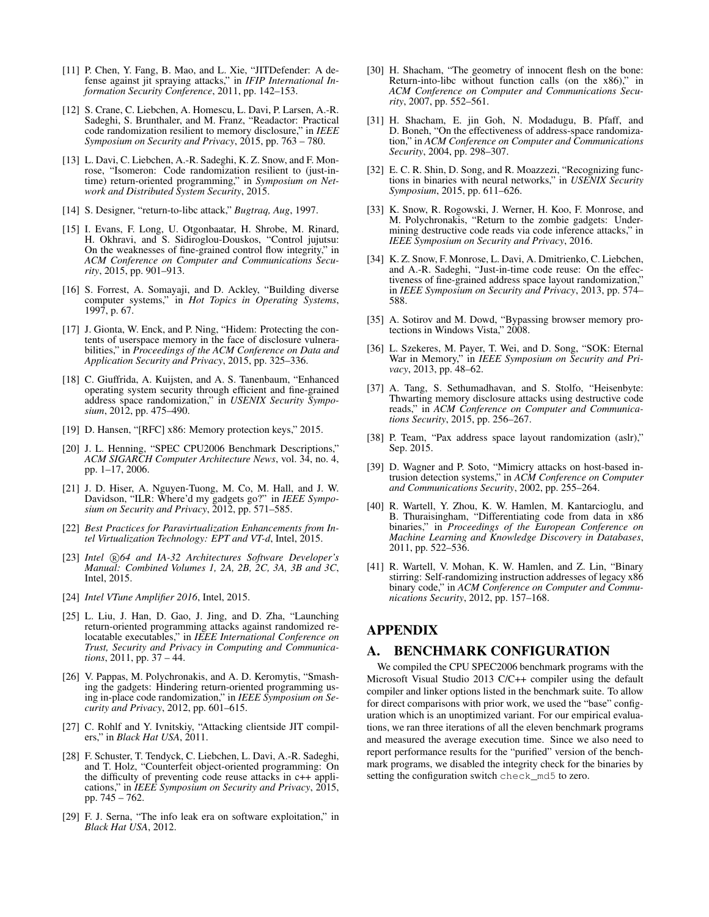[11] P. Chen, Y. Fang, B. Mao, and L. Xie, "JITDefender: A defense against jit spraying attacks," in *IFIP International Information Security Conference*, 2011, pp. 142–153.

[12] S. Crane, C. Liebchen, A. Homescu, L. Davi, P. Larsen, A.-R. Sadeghi, S. Brunthaler, and M. Franz, "Readactor: Practical code randomization resilient to memory disclosure," in *IEEE Symposium on Security and Privacy*, 2015, pp. 763 – 780.

[13] L. Davi, C. Liebchen, A.-R. Sadeghi, K. Z. Snow, and F. Monrose, "Isomeron: Code randomization resilient to (just-in-time) return-oriented programming," in *Symposium on Network and Distributed System Security*, 2015.

[14] S. Designer, "return-to-libc attack," *Bugtraq, Aug*, 1997.

[15] I. Evans, F. Long, U. Otgonbaatar, H. Shrobe, M. Rinard, H. Okhravi, and S. Sidiroglou-Douskos, "Control jujutsu: On the weaknesses of fine-grained control flow integrity," in *ACM Conference on Computer and Communications Security*, 2015, pp. 901–913.

[16] S. Forrest, A. Somayaji, and D. Ackley, "Building diverse computer systems," in *Hot Topics in Operating Systems*, 1997, p. 67.

[17] J. Gionta, W. Enck, and P. Ning, "Hidem: Protecting the contents of userspace memory in the face of disclosure vulnerabilities," in *Proceedings of the ACM Conference on Data and Application Security and Privacy*, 2015, pp. 325–336.

[18] C. Giuffrida, A. Kuijsten, and A. S. Tanenbaum, "Enhanced operating system security through efficient and fine-grained address space randomization," in *USENIX Security Symposium*, 2012, pp. 475–490.

[19] D. Hansen, "[RFC] x86: Memory protection keys," 2015.

[20] J. L. Henning, "SPEC CPU2006 Benchmark Descriptions," *ACM SIGARCH Computer Architecture News*, vol. 34, no. 4, pp. 1–17, 2006.

[21] J. D. Hiser, A. Nguyen-Tuong, M. Co, M. Hall, and J. W. Davidson, "ILR: Where'd my gadgets go?" in *IEEE Symposium on Security and Privacy*, 2012, pp. 571–585.

[22] *Best Practices for Paravirtualization Enhancements from Intel Virtualization Technology: EPT and VT-d*, Intel, 2015.

[23] *Intel ®64 and IA-32 Architectures Software Developer's Manual: Combined Volumes 1, 2A, 2B, 2C, 3A, 3B and 3C*, Intel, 2015.

[24] *Intel VTune Amplifier 2016*, Intel, 2015.

[25] L. Liu, J. Han, D. Gao, J. Jing, and D. Zha, "Launching return-oriented programming attacks against randomized relocatable executables," in *IEEE International Conference on Trust, Security and Privacy in Computing and Communications*, 2011, pp. 37 – 44.

[26] V. Pappas, M. Polychronakis, and A. D. Keromytis, "Smashing the gadgets: Hindering return-oriented programming using in-place code randomization," in *IEEE Symposium on Security and Privacy*, 2012, pp. 601–615.

[27] C. Rohlf and Y. Ivnitskiy, "Attacking clientside JIT compilers," in *Black Hat USA*, 2011.

[28] F. Schuster, T. Tendyck, C. Liebchen, L. Davi, A.-R. Sadeghi, and T. Holz, "Counterfeit object-oriented programming: On the difficulty of preventing code reuse attacks in c++ applications," in *IEEE Symposium on Security and Privacy*, 2015, pp. 745 – 762.

[29] F. J. Serna, "The info leak era on software exploitation," in *Black Hat USA*, 2012.

[30] H. Shacham, "The geometry of innocent flesh on the bone: Return-into-libc without function calls (on the x86)," in *ACM Conference on Computer and Communications Security*, 2007, pp. 552–561.

[31] H. Shacham, E. jin Goh, N. Modadugu, B. Pfaff, and D. Boneh, "On the effectiveness of address-space randomization," in *ACM Conference on Computer and Communications Security*, 2004, pp. 298–307.

[32] E. C. R. Shin, D. Song, and R. Moazzezi, "Recognizing functions in binaries with neural networks," in *USENIX Security Symposium*, 2015, pp. 611–626.

[33] K. Snow, R. Rogowski, J. Werner, H. Koo, F. Monrose, and M. Polychronakis, "Return to the zombie gadgets: Undermining destructive code reads via code inference attacks," in *IEEE Symposium on Security and Privacy*, 2016.

[34] K. Z. Snow, F. Monrose, L. Davi, A. Dmitrienko, C. Liebchen, and A.-R. Sadeghi, "Just-in-time code reuse: On the effectiveness of fine-grained address space layout randomization," in *IEEE Symposium on Security and Privacy*, 2013, pp. 574–588.

[35] A. Sotirov and M. Dowd, "Bypassing browser memory protections in Windows Vista," 2008.

[36] L. Szekeres, M. Payer, T. Wei, and D. Song, "SOK: Eternal War in Memory," in *IEEE Symposium on Security and Privacy*, 2013, pp. 48–62.

[37] A. Tang, S. Sethumadhavan, and S. Stolfo, "Heisenbyte: Thwarting memory disclosure attacks using destructive code reads," in *ACM Conference on Computer and Communications Security*, 2015, pp. 256–267.

[38] P. Team, "Pax address space layout randomization (aslr)," Sep. 2015.

[39] D. Wagner and P. Soto, "Mimicry attacks on host-based intrusion detection systems," in *ACM Conference on Computer and Communications Security*, 2002, pp. 255–264.

[40] R. Wartell, Y. Zhou, K. W. Hamlen, M. Kantarcioglu, and B. Thuraisingham, "Differentiating code from data in x86 binaries," in *Proceedings of the European Conference on Machine Learning and Knowledge Discovery in Databases*, 2011, pp. 522–536.

[41] R. Wartell, V. Mohan, K. W. Hamlen, and Z. Lin, "Binary stirring: Self-randomizing instruction addresses of legacy x86 binary code," in *ACM Conference on Computer and Communications Security*, 2012, pp. 157–168.

# APPENDIX

# A. BENCHMARK CONFIGURATION

We compiled the CPU SPEC2006 benchmark programs with the Microsoft Visual Studio 2013 C/C++ compiler using the default compiler and linker options listed in the benchmark suite. To allow for direct comparisons with prior work, we used the "base" configuration which is an unoptimized variant. For our empirical evaluations, we ran three iterations of all the eleven benchmark programs and measured the average execution time. Since we also need to report performance results for the "purified" version of the benchmark programs, we disabled the integrity check for the binaries by setting the configuration switch `check_md5` to zero.